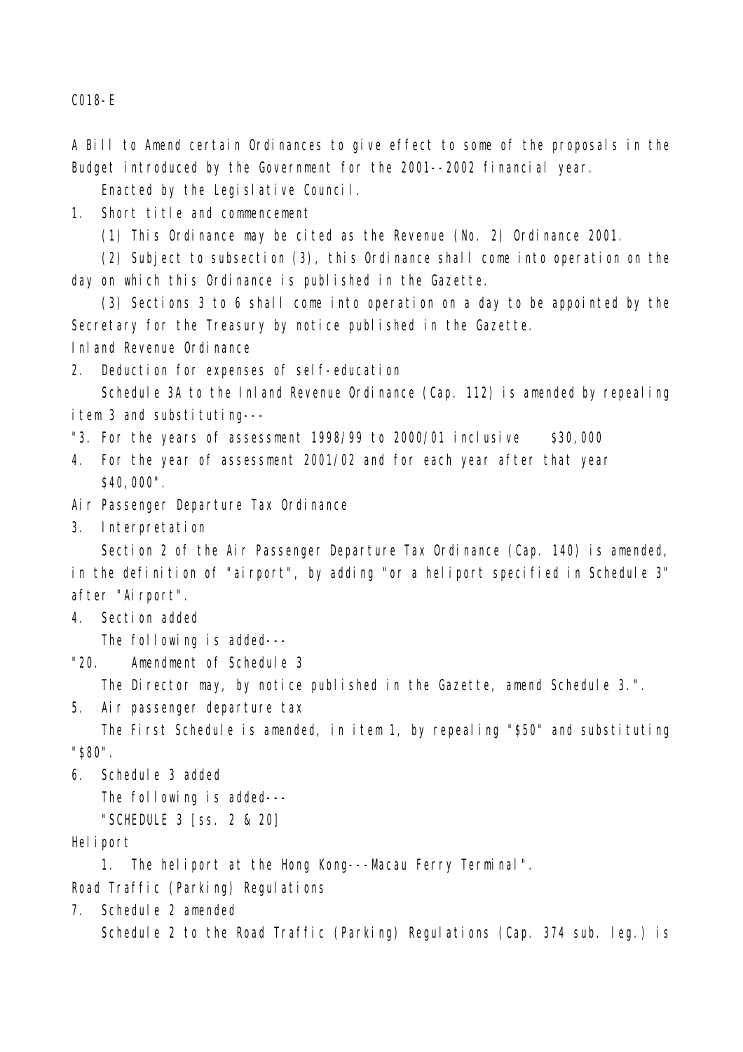C018-E

A Bill to Amend certain Ordinances to give effect to some of the proposals in the Budget introduced by the Government for the 2001--2002 financial year.

Enacted by the Legislative Council.

1. Short title and commencement

(1) This Ordinance may be cited as the Revenue (No. 2) Ordinance 2001.

(2) Subject to subsection (3), this Ordinance shall come into operation on the day on which this Ordinance is published in the Gazette.

(3) Sections 3 to 6 shall come into operation on a day to be appointed by the Secretary for the Treasury by notice published in the Gazette.

Inland Revenue Ordinance

2. Deduction for expenses of self-education

Schedule 3A to the Inland Revenue Ordinance (Cap. 112) is amended by repealing item 3 and substituting---

"3. For the years of assessment 1998/99 to 2000/01 inclusive $30,000

4. For the year of assessment 2001/02 and for each year after that year $40,000".

Air Passenger Departure Tax Ordinance

3. Interpretation

Section 2 of the Air Passenger Departure Tax Ordinance (Cap. 140) is amended, in the definition of "airport", by adding "or a heliport specified in Schedule 3" after "Airport".

4. Section added

The following is added---

"20. Amendment of Schedule 3

The Director may, by notice published in the Gazette, amend Schedule 3.".

5. Air passenger departure tax

The First Schedule is amended, in item 1, by repealing "$50" and substituting "$80".

6. Schedule 3 added

The following is added---

"SCHEDULE 3 [ss. 2 & 20]

Heliport

1. The heliport at the Hong Kong---Macau Ferry Terminal".

Road Traffic (Parking) Regulations

7. Schedule 2 amended

Schedule 2 to the Road Traffic (Parking) Regulations (Cap. 374 sub. leg.) is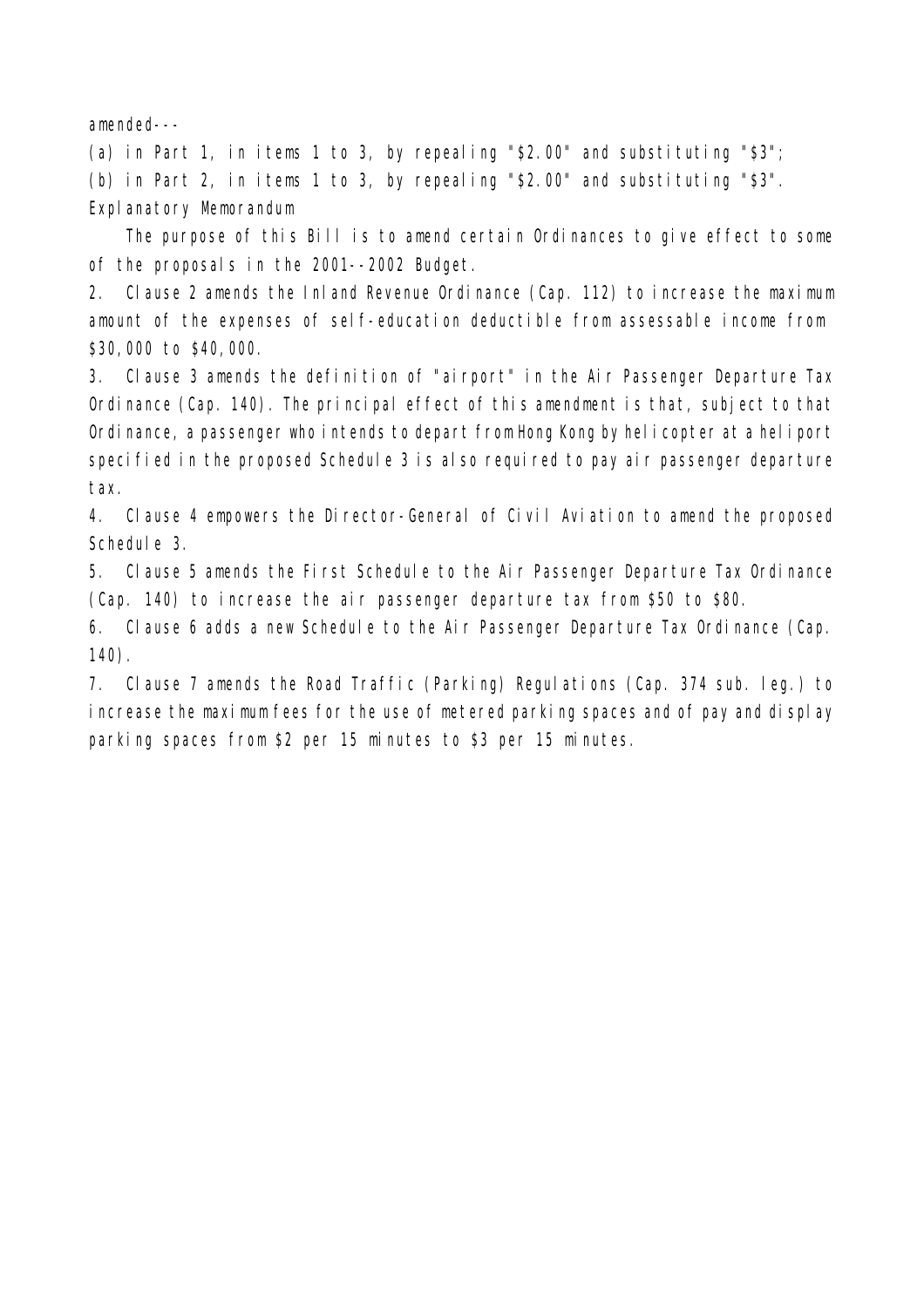amended---

(a) in Part 1, in items 1 to 3, by repealing "$2.00" and substituting "$3";

(b) in Part 2, in items 1 to 3, by repealing "$2.00" and substituting "$3".

## Explanatory Memorandum

The purpose of this Bill is to amend certain Ordinances to give effect to some of the proposals in the 2001--2002 Budget.

2. Clause 2 amends the Inland Revenue Ordinance (Cap. 112) to increase the maximum amount of the expenses of self-education deductible from assessable income from $30,000 to $40,000.

3. Clause 3 amends the definition of "airport" in the Air Passenger Departure Tax Ordinance (Cap. 140). The principal effect of this amendment is that, subject to that Ordinance, a passenger who intends to depart from Hong Kong by helicopter at a heliport specified in the proposed Schedule 3 is also required to pay air passenger departure tax.

4. Clause 4 empowers the Director-General of Civil Aviation to amend the proposed Schedule 3.

5. Clause 5 amends the First Schedule to the Air Passenger Departure Tax Ordinance (Cap. 140) to increase the air passenger departure tax from $50 to $80.

6. Clause 6 adds a new Schedule to the Air Passenger Departure Tax Ordinance (Cap. 140).

7. Clause 7 amends the Road Traffic (Parking) Regulations (Cap. 374 sub. leg.) to increase the maximum fees for the use of metered parking spaces and of pay and display parking spaces from $2 per 15 minutes to $3 per 15 minutes.